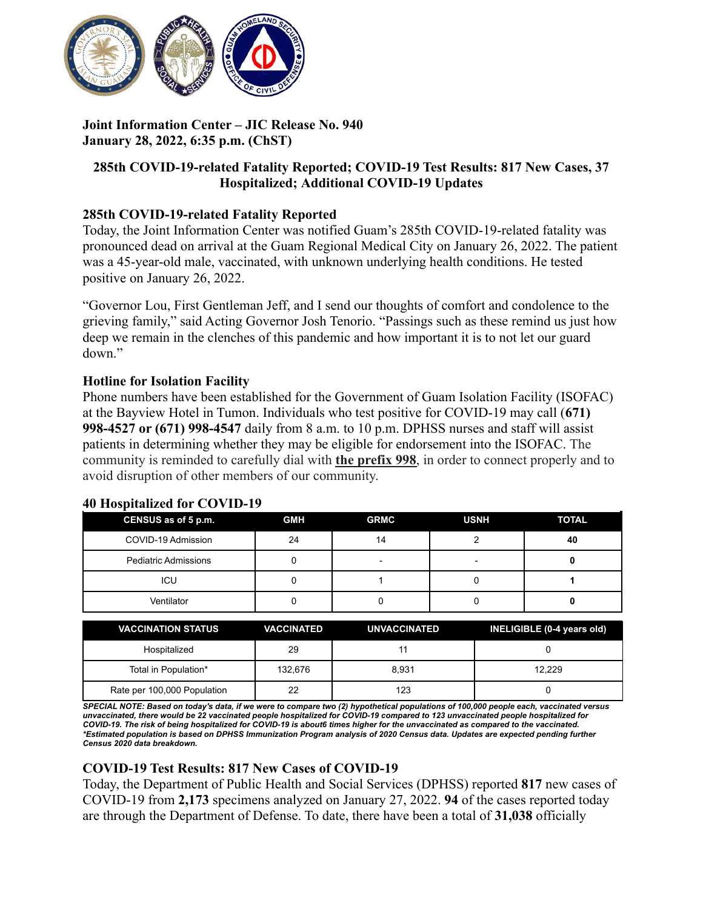**Joint Information Center – JIC Release No. 940**
**January 28, 2022, 6:35 p.m. (ChST)**

## 285th COVID-19-related Fatality Reported; COVID-19 Test Results: 817 New Cases, 37 Hospitalized; Additional COVID-19 Updates

### 285th COVID-19-related Fatality Reported

Today, the Joint Information Center was notified Guam's 285th COVID-19-related fatality was pronounced dead on arrival at the Guam Regional Medical City on January 26, 2022. The patient was a 45-year-old male, vaccinated, with unknown underlying health conditions. He tested positive on January 26, 2022.

"Governor Lou, First Gentleman Jeff, and I send our thoughts of comfort and condolence to the grieving family," said Acting Governor Josh Tenorio. "Passings such as these remind us just how deep we remain in the clenches of this pandemic and how important it is to not let our guard down."

### Hotline for Isolation Facility

Phone numbers have been established for the Government of Guam Isolation Facility (ISOFAC) at the Bayview Hotel in Tumon. Individuals who test positive for COVID-19 may call (**671) 998-4527 or (671) 998-4547** daily from 8 a.m. to 10 p.m. DPHSS nurses and staff will assist patients in determining whether they may be eligible for endorsement into the ISOFAC. The community is reminded to carefully dial with **the prefix 998**, in order to connect properly and to avoid disruption of other members of our community.

### 40 Hospitalized for COVID-19

| CENSUS as of 5 p.m. | GMH | GRMC | USNH | TOTAL |
|---|---|---|---|---|
| COVID-19 Admission | 24 | 14 | 2 | **40** |
| Pediatric Admissions | 0 | - | - | **0** |
| ICU | 0 | 1 | 0 | **1** |
| Ventilator | 0 | 0 | 0 | **0** |

| VACCINATION STATUS | VACCINATED | UNVACCINATED | INELIGIBLE (0-4 years old) |
|---|---|---|---|
| Hospitalized | 29 | 11 | 0 |
| Total in Population* | 132,676 | 8,931 | 12,229 |
| Rate per 100,000 Population | 22 | 123 | 0 |

***SPECIAL NOTE: Based on today's data, if we were to compare two (2) hypothetical populations of 100,000 people each, vaccinated versus unvaccinated, there would be 22 vaccinated people hospitalized for COVID-19 compared to 123 unvaccinated people hospitalized for COVID-19. The risk of being hospitalized for COVID-19 is about6 times higher for the unvaccinated as compared to the vaccinated.***
***\*Estimated population is based on DPHSS Immunization Program analysis of 2020 Census data. Updates are expected pending further Census 2020 data breakdown.***

### COVID-19 Test Results: 817 New Cases of COVID-19

Today, the Department of Public Health and Social Services (DPHSS) reported **817** new cases of COVID-19 from **2,173** specimens analyzed on January 27, 2022. **94** of the cases reported today are through the Department of Defense. To date, there have been a total of **31,038** officially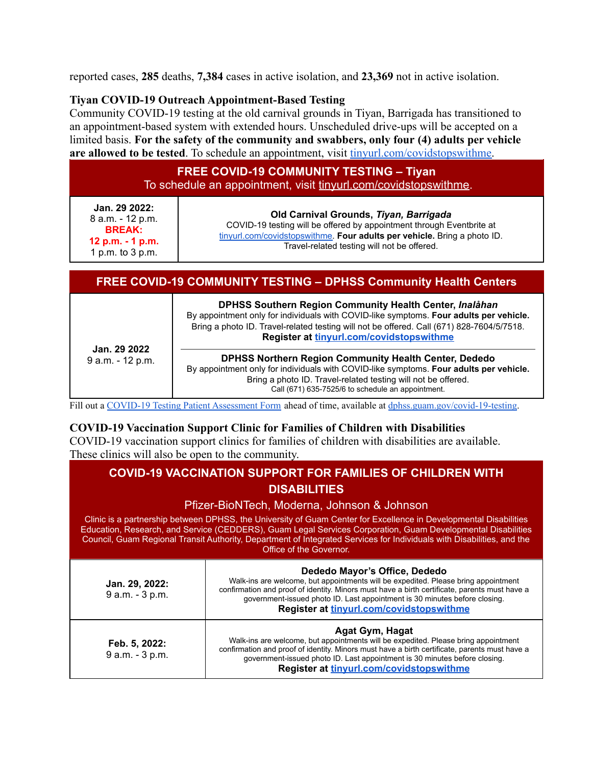reported cases, **285** deaths, **7,384** cases in active isolation, and **23,369** not in active isolation.

### Tiyan COVID-19 Outreach Appointment-Based Testing

Community COVID-19 testing at the old carnival grounds in Tiyan, Barrigada has transitioned to an appointment-based system with extended hours. Unscheduled drive-ups will be accepted on a limited basis. **For the safety of the community and swabbers, only four (4) adults per vehicle are allowed to be tested**. To schedule an appointment, visit tinyurl.com/covidstopswithme.

| **FREE COVID-19 COMMUNITY TESTING – Tiyan**<br>To schedule an appointment, visit tinyurl.com/covidstopswithme. | |
|---|---|
| **Jan. 29 2022:**<br>8 a.m. - 12 p.m.<br>**BREAK:**<br>**12 p.m. - 1 p.m.**<br>1 p.m. to 3 p.m. | **Old Carnival Grounds, *Tiyan, Barrigada***<br>COVID-19 testing will be offered by appointment through Eventbrite at tinyurl.com/covidstopswithme. **Four adults per vehicle.** Bring a photo ID. Travel-related testing will not be offered. |

| **FREE COVID-19 COMMUNITY TESTING – DPHSS Community Health Centers** | |
|---|---|
| **Jan. 29 2022**<br>9 a.m. - 12 p.m. | **DPHSS Southern Region Community Health Center, *Inalåhan***<br>By appointment only for individuals with COVID-like symptoms. **Four adults per vehicle.** Bring a photo ID. Travel-related testing will not be offered. Call (671) 828-7604/5/7518.<br>**Register at tinyurl.com/covidstopswithme** |
| | **DPHSS Northern Region Community Health Center, Dededo**<br>By appointment only for individuals with COVID-like symptoms. **Four adults per vehicle.** Bring a photo ID. Travel-related testing will not be offered.<br>Call (671) 635-7525/6 to schedule an appointment. |

Fill out a COVID-19 Testing Patient Assessment Form ahead of time, available at dphss.guam.gov/covid-19-testing.

### COVID-19 Vaccination Support Clinic for Families of Children with Disabilities

COVID-19 vaccination support clinics for families of children with disabilities are available. These clinics will also be open to the community.

| **COVID-19 VACCINATION SUPPORT FOR FAMILIES OF CHILDREN WITH DISABILITIES**<br>Pfizer-BioNTech, Moderna, Johnson & Johnson<br>Clinic is a partnership between DPHSS, the University of Guam Center for Excellence in Developmental Disabilities Education, Research, and Service (CEDDERS), Guam Legal Services Corporation, Guam Developmental Disabilities Council, Guam Regional Transit Authority, Department of Integrated Services for Individuals with Disabilities, and the Office of the Governor. | |
|---|---|
| **Jan. 29, 2022:**<br>9 a.m. - 3 p.m. | **Dededo Mayor's Office, Dededo**<br>Walk-ins are welcome, but appointments will be expedited. Please bring appointment confirmation and proof of identity. Minors must have a birth certificate, parents must have a government-issued photo ID. Last appointment is 30 minutes before closing.<br>**Register at tinyurl.com/covidstopswithme** |
| **Feb. 5, 2022:**<br>9 a.m. - 3 p.m. | **Agat Gym, Hagat**<br>Walk-ins are welcome, but appointments will be expedited. Please bring appointment confirmation and proof of identity. Minors must have a birth certificate, parents must have a government-issued photo ID. Last appointment is 30 minutes before closing.<br>**Register at tinyurl.com/covidstopswithme** |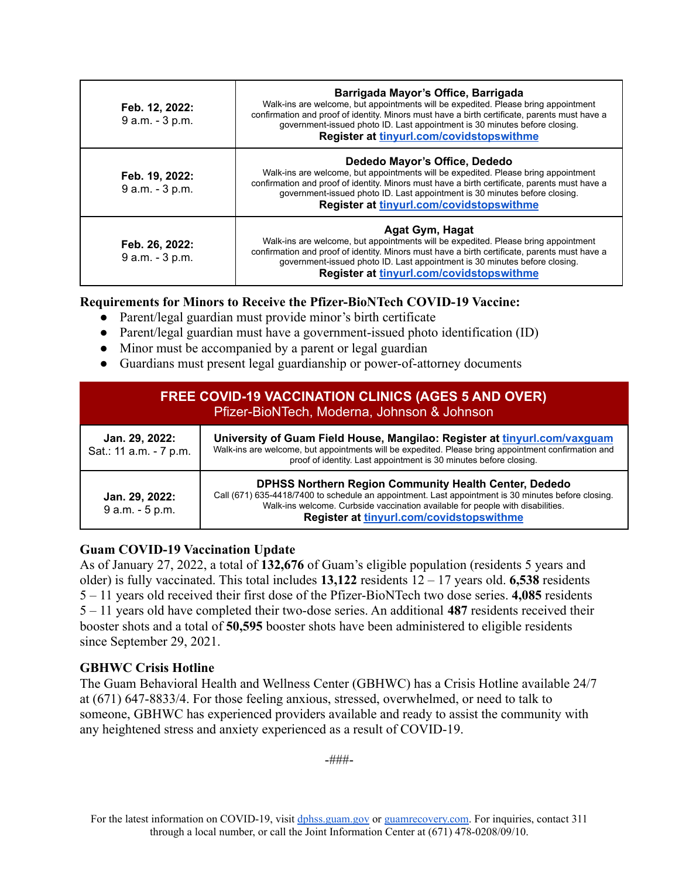| | |
|---|---|
| **Feb. 12, 2022:** 9 a.m. - 3 p.m. | **Barrigada Mayor's Office, Barrigada** Walk-ins are welcome, but appointments will be expedited. Please bring appointment confirmation and proof of identity. Minors must have a birth certificate, parents must have a government-issued photo ID. Last appointment is 30 minutes before closing. **Register at [tinyurl.com/covidstopswithme](https://tinyurl.com/covidstopswithme)** |
| **Feb. 19, 2022:** 9 a.m. - 3 p.m. | **Dededo Mayor's Office, Dededo** Walk-ins are welcome, but appointments will be expedited. Please bring appointment confirmation and proof of identity. Minors must have a birth certificate, parents must have a government-issued photo ID. Last appointment is 30 minutes before closing. **Register at [tinyurl.com/covidstopswithme](https://tinyurl.com/covidstopswithme)** |
| **Feb. 26, 2022:** 9 a.m. - 3 p.m. | **Agat Gym, Hagat** Walk-ins are welcome, but appointments will be expedited. Please bring appointment confirmation and proof of identity. Minors must have a birth certificate, parents must have a government-issued photo ID. Last appointment is 30 minutes before closing. **Register at [tinyurl.com/covidstopswithme](https://tinyurl.com/covidstopswithme)** |

**Requirements for Minors to Receive the Pfizer-BioNTech COVID-19 Vaccine:**

- Parent/legal guardian must provide minor's birth certificate
- Parent/legal guardian must have a government-issued photo identification (ID)
- Minor must be accompanied by a parent or legal guardian
- Guardians must present legal guardianship or power-of-attorney documents

| **FREE COVID-19 VACCINATION CLINICS (AGES 5 AND OVER)** Pfizer-BioNTech, Moderna, Johnson & Johnson | |
|---|---|
| **Jan. 29, 2022:** Sat.: 11 a.m. - 7 p.m. | **University of Guam Field House, Mangilao: Register at [tinyurl.com/vaxguam](https://tinyurl.com/vaxguam)** Walk-ins are welcome, but appointments will be expedited. Please bring appointment confirmation and proof of identity. Last appointment is 30 minutes before closing. |
| **Jan. 29, 2022:** 9 a.m. - 5 p.m. | **DPHSS Northern Region Community Health Center, Dededo** Call (671) 635-4418/7400 to schedule an appointment. Last appointment is 30 minutes before closing. Walk-ins welcome. Curbside vaccination available for people with disabilities. **Register at [tinyurl.com/covidstopswithme](https://tinyurl.com/covidstopswithme)** |

**Guam COVID-19 Vaccination Update**

As of January 27, 2022, a total of **132,676** of Guam's eligible population (residents 5 years and older) is fully vaccinated. This total includes **13,122** residents 12 – 17 years old. **6,538** residents 5 – 11 years old received their first dose of the Pfizer-BioNTech two dose series. **4,085** residents 5 – 11 years old have completed their two-dose series. An additional **487** residents received their booster shots and a total of **50,595** booster shots have been administered to eligible residents since September 29, 2021.

**GBHWC Crisis Hotline**

The Guam Behavioral Health and Wellness Center (GBHWC) has a Crisis Hotline available 24/7 at (671) 647-8833/4. For those feeling anxious, stressed, overwhelmed, or need to talk to someone, GBHWC has experienced providers available and ready to assist the community with any heightened stress and anxiety experienced as a result of COVID-19.

-###-

For the latest information on COVID-19, visit [dphss.guam.gov](https://dphss.guam.gov) or [guamrecovery.com](https://guamrecovery.com). For inquiries, contact 311 through a local number, or call the Joint Information Center at (671) 478-0208/09/10.